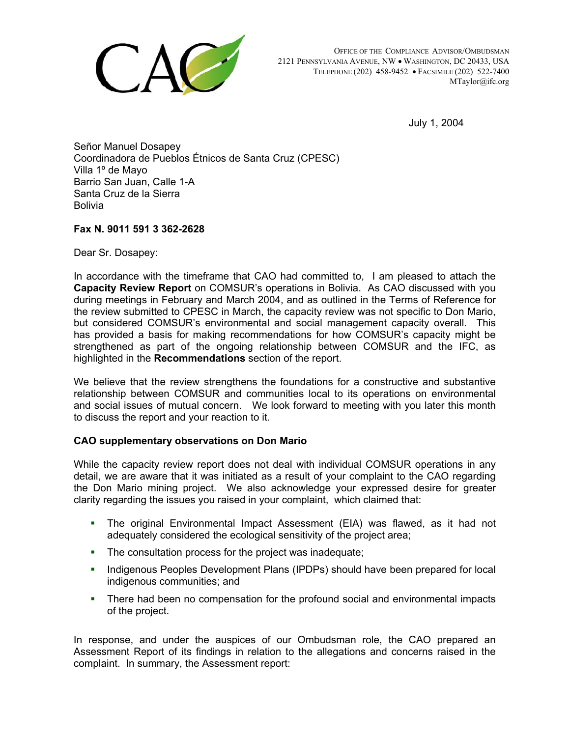CAO

Office of the Compliance Advisor/Ombudsman
2121 Pennsylvania Avenue, NW • Washington, DC 20433, USA
Telephone (202) 458-9452 • Facsimile (202) 522-7400
MTaylor@ifc.org

July 1, 2004

Señor Manuel Dosapey
Coordinadora de Pueblos Étnicos de Santa Cruz (CPESC)
Villa 1º de Mayo
Barrio San Juan, Calle 1-A
Santa Cruz de la Sierra
Bolivia

**Fax N. 9011 591 3 362-2628**

Dear Sr. Dosapey:

In accordance with the timeframe that CAO had committed to, I am pleased to attach the **Capacity Review Report** on COMSUR's operations in Bolivia. As CAO discussed with you during meetings in February and March 2004, and as outlined in the Terms of Reference for the review submitted to CPESC in March, the capacity review was not specific to Don Mario, but considered COMSUR's environmental and social management capacity overall. This has provided a basis for making recommendations for how COMSUR's capacity might be strengthened as part of the ongoing relationship between COMSUR and the IFC, as highlighted in the **Recommendations** section of the report.

We believe that the review strengthens the foundations for a constructive and substantive relationship between COMSUR and communities local to its operations on environmental and social issues of mutual concern. We look forward to meeting with you later this month to discuss the report and your reaction to it.

**CAO supplementary observations on Don Mario**

While the capacity review report does not deal with individual COMSUR operations in any detail, we are aware that it was initiated as a result of your complaint to the CAO regarding the Don Mario mining project. We also acknowledge your expressed desire for greater clarity regarding the issues you raised in your complaint, which claimed that:

- The original Environmental Impact Assessment (EIA) was flawed, as it had not adequately considered the ecological sensitivity of the project area;
- The consultation process for the project was inadequate;
- Indigenous Peoples Development Plans (IPDPs) should have been prepared for local indigenous communities; and
- There had been no compensation for the profound social and environmental impacts of the project.

In response, and under the auspices of our Ombudsman role, the CAO prepared an Assessment Report of its findings in relation to the allegations and concerns raised in the complaint. In summary, the Assessment report: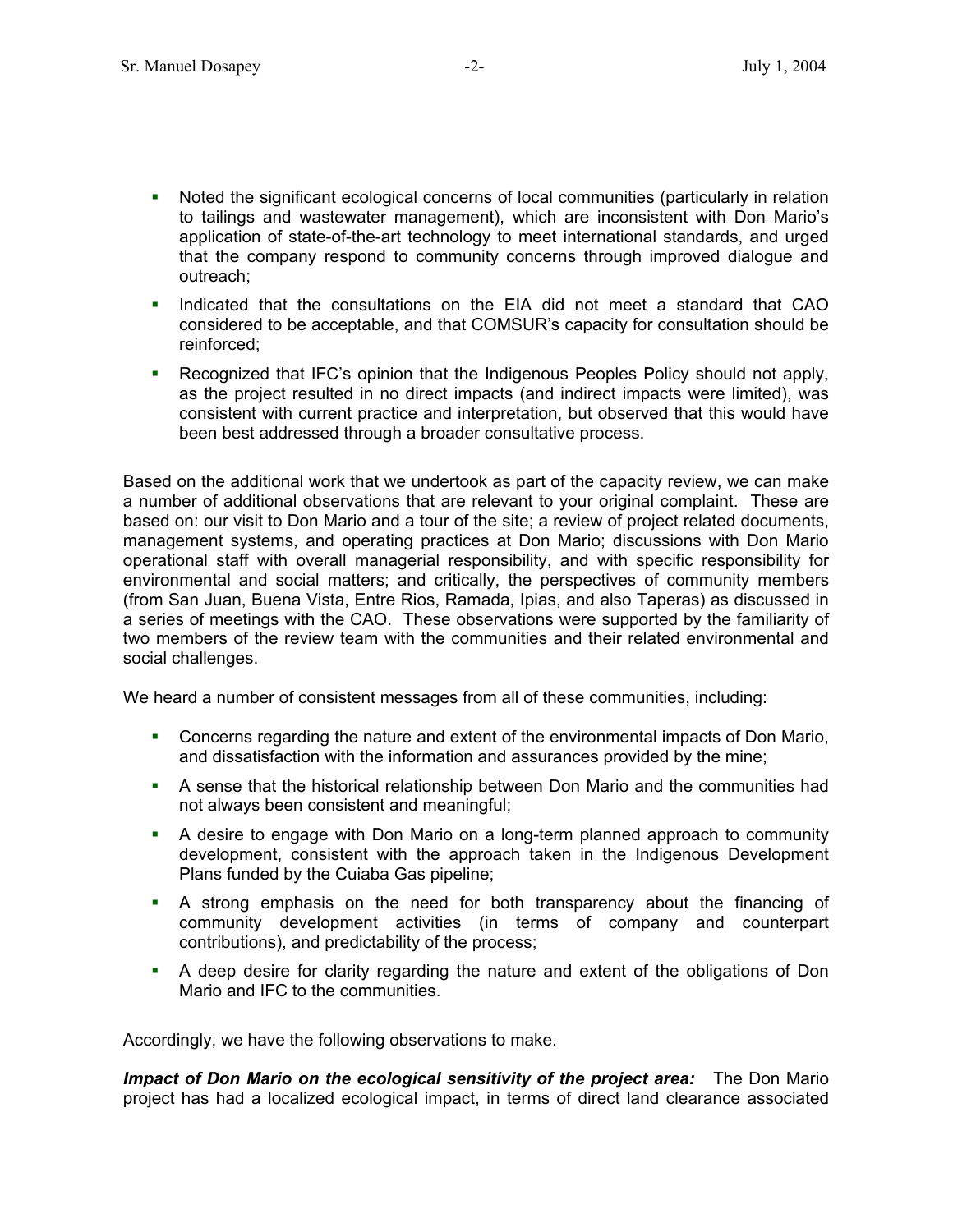- Noted the significant ecological concerns of local communities (particularly in relation to tailings and wastewater management), which are inconsistent with Don Mario's application of state-of-the-art technology to meet international standards, and urged that the company respond to community concerns through improved dialogue and outreach;
- Indicated that the consultations on the EIA did not meet a standard that CAO considered to be acceptable, and that COMSUR's capacity for consultation should be reinforced;
- Recognized that IFC's opinion that the Indigenous Peoples Policy should not apply, as the project resulted in no direct impacts (and indirect impacts were limited), was consistent with current practice and interpretation, but observed that this would have been best addressed through a broader consultative process.

Based on the additional work that we undertook as part of the capacity review, we can make a number of additional observations that are relevant to your original complaint. These are based on: our visit to Don Mario and a tour of the site; a review of project related documents, management systems, and operating practices at Don Mario; discussions with Don Mario operational staff with overall managerial responsibility, and with specific responsibility for environmental and social matters; and critically, the perspectives of community members (from San Juan, Buena Vista, Entre Rios, Ramada, Ipias, and also Taperas) as discussed in a series of meetings with the CAO. These observations were supported by the familiarity of two members of the review team with the communities and their related environmental and social challenges.

We heard a number of consistent messages from all of these communities, including:

- Concerns regarding the nature and extent of the environmental impacts of Don Mario, and dissatisfaction with the information and assurances provided by the mine;
- A sense that the historical relationship between Don Mario and the communities had not always been consistent and meaningful;
- A desire to engage with Don Mario on a long-term planned approach to community development, consistent with the approach taken in the Indigenous Development Plans funded by the Cuiaba Gas pipeline;
- A strong emphasis on the need for both transparency about the financing of community development activities (in terms of company and counterpart contributions), and predictability of the process;
- A deep desire for clarity regarding the nature and extent of the obligations of Don Mario and IFC to the communities.

Accordingly, we have the following observations to make.

***Impact of Don Mario on the ecological sensitivity of the project area:*** The Don Mario project has had a localized ecological impact, in terms of direct land clearance associated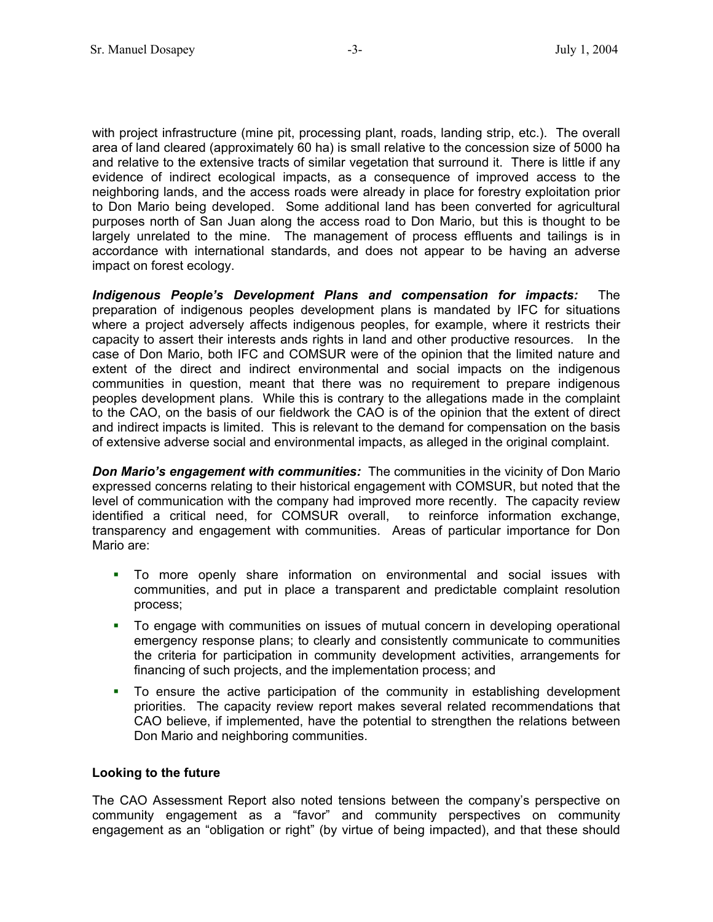with project infrastructure (mine pit, processing plant, roads, landing strip, etc.). The overall area of land cleared (approximately 60 ha) is small relative to the concession size of 5000 ha and relative to the extensive tracts of similar vegetation that surround it. There is little if any evidence of indirect ecological impacts, as a consequence of improved access to the neighboring lands, and the access roads were already in place for forestry exploitation prior to Don Mario being developed. Some additional land has been converted for agricultural purposes north of San Juan along the access road to Don Mario, but this is thought to be largely unrelated to the mine. The management of process effluents and tailings is in accordance with international standards, and does not appear to be having an adverse impact on forest ecology.

***Indigenous People's Development Plans and compensation for impacts:*** The preparation of indigenous peoples development plans is mandated by IFC for situations where a project adversely affects indigenous peoples, for example, where it restricts their capacity to assert their interests ands rights in land and other productive resources. In the case of Don Mario, both IFC and COMSUR were of the opinion that the limited nature and extent of the direct and indirect environmental and social impacts on the indigenous communities in question, meant that there was no requirement to prepare indigenous peoples development plans. While this is contrary to the allegations made in the complaint to the CAO, on the basis of our fieldwork the CAO is of the opinion that the extent of direct and indirect impacts is limited. This is relevant to the demand for compensation on the basis of extensive adverse social and environmental impacts, as alleged in the original complaint.

***Don Mario's engagement with communities:*** The communities in the vicinity of Don Mario expressed concerns relating to their historical engagement with COMSUR, but noted that the level of communication with the company had improved more recently. The capacity review identified a critical need, for COMSUR overall, to reinforce information exchange, transparency and engagement with communities. Areas of particular importance for Don Mario are:

- To more openly share information on environmental and social issues with communities, and put in place a transparent and predictable complaint resolution process;
- To engage with communities on issues of mutual concern in developing operational emergency response plans; to clearly and consistently communicate to communities the criteria for participation in community development activities, arrangements for financing of such projects, and the implementation process; and
- To ensure the active participation of the community in establishing development priorities. The capacity review report makes several related recommendations that CAO believe, if implemented, have the potential to strengthen the relations between Don Mario and neighboring communities.

**Looking to the future**

The CAO Assessment Report also noted tensions between the company's perspective on community engagement as a "favor" and community perspectives on community engagement as an "obligation or right" (by virtue of being impacted), and that these should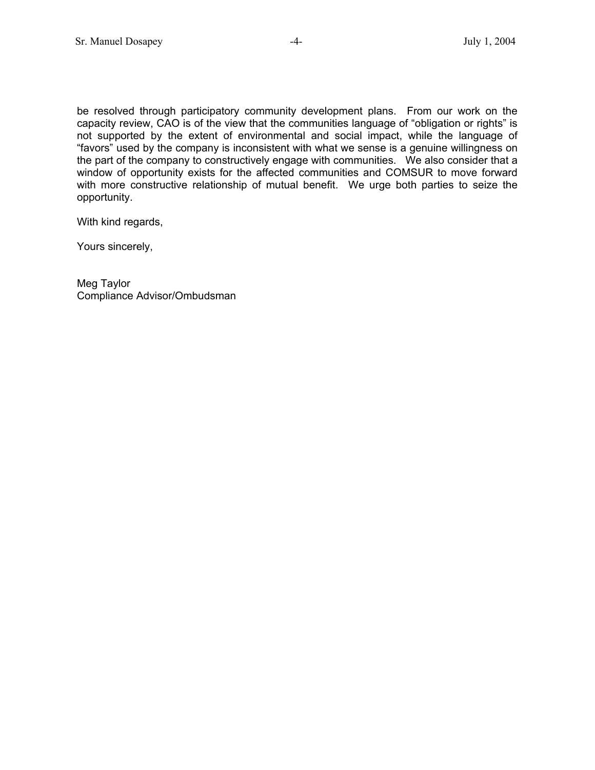be resolved through participatory community development plans. From our work on the capacity review, CAO is of the view that the communities language of “obligation or rights” is not supported by the extent of environmental and social impact, while the language of “favors” used by the company is inconsistent with what we sense is a genuine willingness on the part of the company to constructively engage with communities. We also consider that a window of opportunity exists for the affected communities and COMSUR to move forward with more constructive relationship of mutual benefit. We urge both parties to seize the opportunity.

With kind regards,

Yours sincerely,

Meg Taylor
Compliance Advisor/Ombudsman